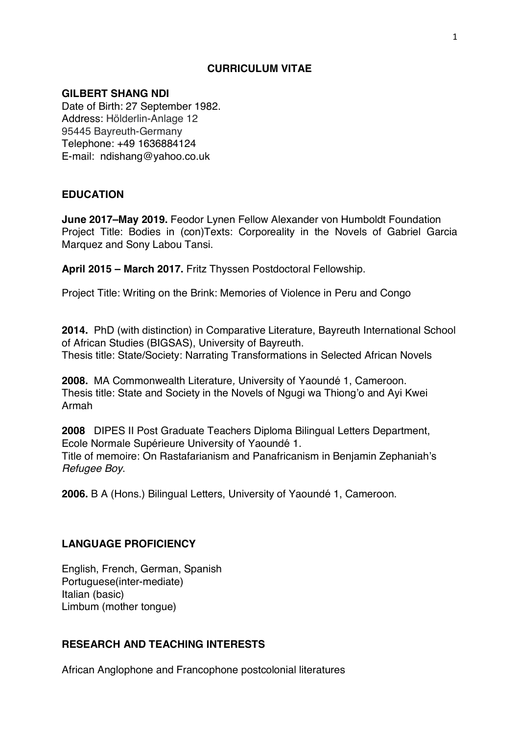# CURRICULUM VITAE

**GILBERT SHANG NDI**

Date of Birth: 27 September 1982.
Address: Hölderlin-Anlage 12
95445 Bayreuth-Germany
Telephone: +49 1636884124
E-mail: ndishang@yahoo.co.uk

## EDUCATION

**June 2017–May 2019.** Feodor Lynen Fellow Alexander von Humboldt Foundation Project Title: Bodies in (con)Texts: Corporeality in the Novels of Gabriel Garcia Marquez and Sony Labou Tansi.

**April 2015 – March 2017.** Fritz Thyssen Postdoctoral Fellowship.

Project Title: Writing on the Brink: Memories of Violence in Peru and Congo

**2014.** PhD (with distinction) in Comparative Literature, Bayreuth International School of African Studies (BIGSAS), University of Bayreuth.
Thesis title: State/Society: Narrating Transformations in Selected African Novels

**2008.** MA Commonwealth Literature, University of Yaoundé 1, Cameroon.
Thesis title: State and Society in the Novels of Ngugi wa Thiong'o and Ayi Kwei Armah

**2008** DIPES II Post Graduate Teachers Diploma Bilingual Letters Department, Ecole Normale Supérieure University of Yaoundé 1.
Title of memoire: On Rastafarianism and Panafricanism in Benjamin Zephaniah's *Refugee Boy*.

**2006.** B A (Hons.) Bilingual Letters, University of Yaoundé 1, Cameroon.

## LANGUAGE PROFICIENCY

English, French, German, Spanish
Portuguese(inter-mediate)
Italian (basic)
Limbum (mother tongue)

## RESEARCH AND TEACHING INTERESTS

African Anglophone and Francophone postcolonial literatures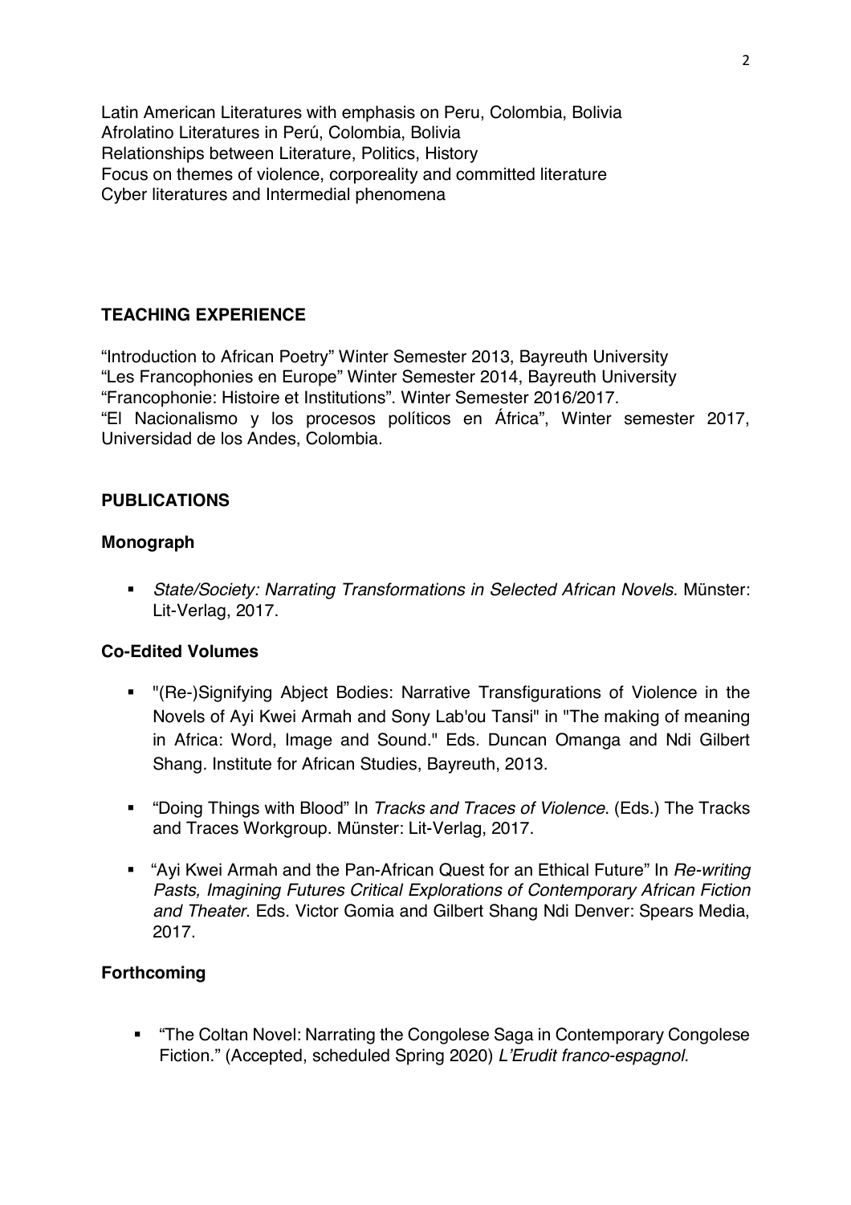Latin American Literatures with emphasis on Peru, Colombia, Bolivia
Afrolatino Literatures in Perú, Colombia, Bolivia
Relationships between Literature, Politics, History
Focus on themes of violence, corporeality and committed literature
Cyber literatures and Intermedial phenomena

## TEACHING EXPERIENCE

"Introduction to African Poetry" Winter Semester 2013, Bayreuth University
"Les Francophonies en Europe" Winter Semester 2014, Bayreuth University
"Francophonie: Histoire et Institutions". Winter Semester 2016/2017.
"El Nacionalismo y los procesos políticos en África", Winter semester 2017, Universidad de los Andes, Colombia.

## PUBLICATIONS

### Monograph

- *State/Society: Narrating Transformations in Selected African Novels.* Münster: Lit-Verlag, 2017.

### Co-Edited Volumes

- "(Re-)Signifying Abject Bodies: Narrative Transfigurations of Violence in the Novels of Ayi Kwei Armah and Sony Lab'ou Tansi" in "The making of meaning in Africa: Word, Image and Sound." Eds. Duncan Omanga and Ndi Gilbert Shang. Institute for African Studies, Bayreuth, 2013.

- "Doing Things with Blood" In *Tracks and Traces of Violence.* (Eds.) The Tracks and Traces Workgroup. Münster: Lit-Verlag, 2017.

- "Ayi Kwei Armah and the Pan-African Quest for an Ethical Future" In *Re-writing Pasts, Imagining Futures Critical Explorations of Contemporary African Fiction and Theater.* Eds. Victor Gomia and Gilbert Shang Ndi Denver: Spears Media, 2017.

### Forthcoming

- "The Coltan Novel: Narrating the Congolese Saga in Contemporary Congolese Fiction." (Accepted, scheduled Spring 2020) *L'Erudit franco-espagnol.*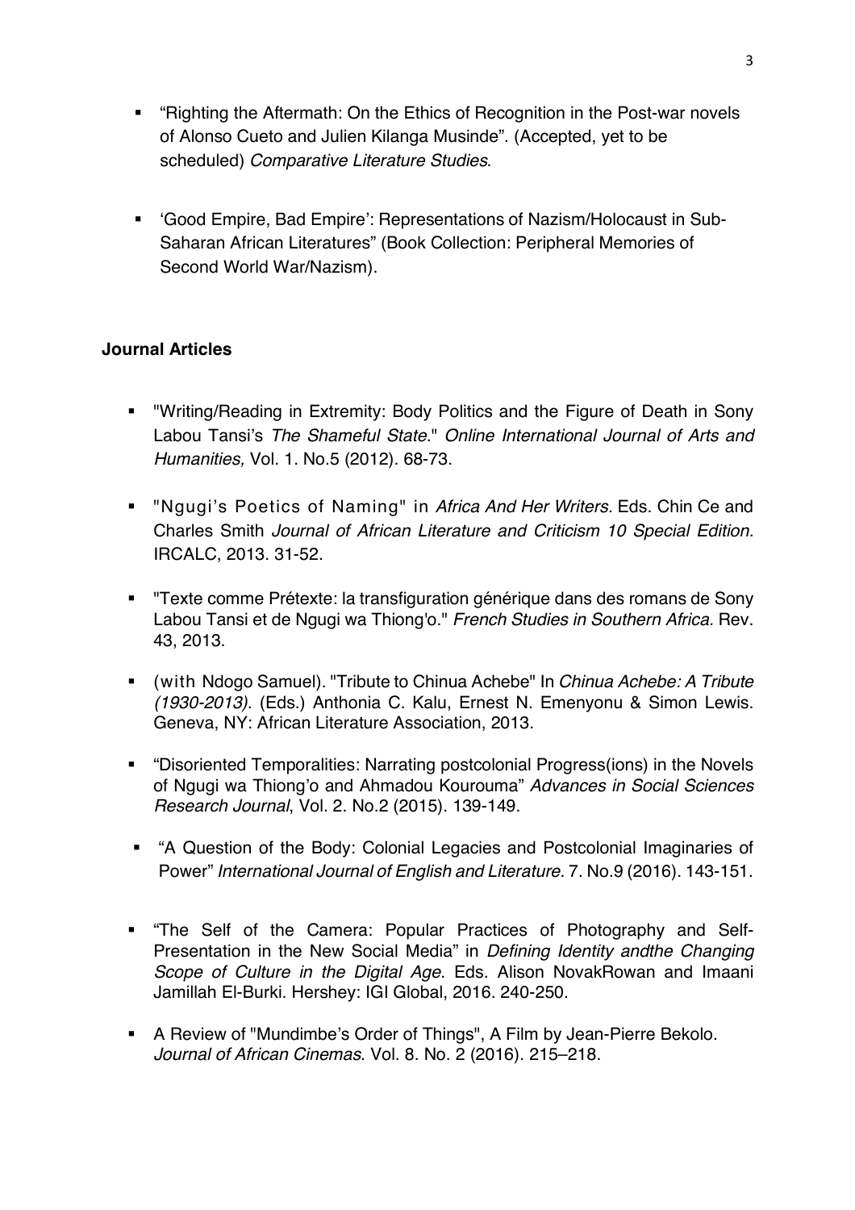- “Righting the Aftermath: On the Ethics of Recognition in the Post-war novels of Alonso Cueto and Julien Kilanga Musinde”. (Accepted, yet to be scheduled) *Comparative Literature Studies*.

- ‘Good Empire, Bad Empire’: Representations of Nazism/Holocaust in Sub-Saharan African Literatures” (Book Collection: Peripheral Memories of Second World War/Nazism).

**Journal Articles**

- "Writing/Reading in Extremity: Body Politics and the Figure of Death in Sony Labou Tansi’s *The Shameful State*." *Online International Journal of Arts and Humanities,* Vol. 1. No.5 (2012). 68-73.

- "Ngugi’s Poetics of Naming" in *Africa And Her Writers.* Eds. Chin Ce and Charles Smith *Journal of African Literature and Criticism 10 Special Edition.* IRCALC, 2013. 31-52.

- "Texte comme Prétexte: la transfiguration générique dans des romans de Sony Labou Tansi et de Ngugi wa Thiong'o." *French Studies in Southern Africa.* Rev. 43, 2013.

- (with Ndogo Samuel). "Tribute to Chinua Achebe" In *Chinua Achebe: A Tribute (1930-2013).* (Eds.) Anthonia C. Kalu, Ernest N. Emenyonu & Simon Lewis. Geneva, NY: African Literature Association, 2013.

- “Disoriented Temporalities: Narrating postcolonial Progress(ions) in the Novels of Ngugi wa Thiong’o and Ahmadou Kourouma” *Advances in Social Sciences Research Journal*, Vol. 2. No.2 (2015). 139-149.

- “A Question of the Body: Colonial Legacies and Postcolonial Imaginaries of Power” *International Journal of English and Literature.* 7. No.9 (2016). 143-151.

- “The Self of the Camera: Popular Practices of Photography and Self-Presentation in the New Social Media” in *Defining Identity andthe Changing Scope of Culture in the Digital Age*. Eds. Alison NovakRowan and Imaani Jamillah El-Burki. Hershey: IGI Global, 2016. 240-250.

- A Review of "Mundimbe’s Order of Things", A Film by Jean-Pierre Bekolo. *Journal of African Cinemas*. Vol. 8. No. 2 (2016). 215–218.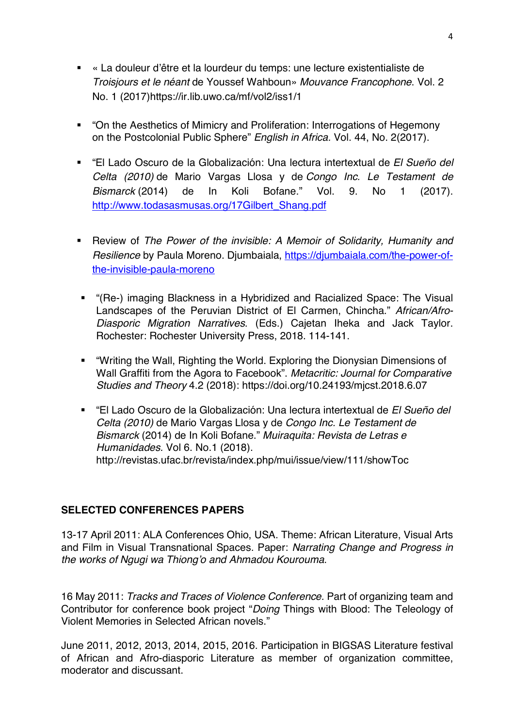- « La douleur d'être et la lourdeur du temps: une lecture existentialiste de *Troisjours et le néant* de Youssef Wahboun» *Mouvance Francophone*. Vol. 2 No. 1 (2017)https://ir.lib.uwo.ca/mf/vol2/iss1/1

- "On the Aesthetics of Mimicry and Proliferation: Interrogations of Hegemony on the Postcolonial Public Sphere" *English in Africa.* Vol. 44, No. 2(2017).

- "El Lado Oscuro de la Globalización: Una lectura intertextual de *El Sueño del Celta (2010)* de Mario Vargas Llosa y de *Congo Inc. Le Testament de Bismarck* (2014) de In Koli Bofane." Vol. 9. No 1 (2017). [http://www.todasasmusas.org/17Gilbert_Shang.pdf](http://www.todasasmusas.org/17Gilbert_Shang.pdf)

- Review of *The Power of the invisible: A Memoir of Solidarity, Humanity and Resilience* by Paula Moreno. Djumbaiala, [https://djumbaiala.com/the-power-of-the-invisible-paula-moreno](https://djumbaiala.com/the-power-of-the-invisible-paula-moreno)

- "(Re-) imaging Blackness in a Hybridized and Racialized Space: The Visual Landscapes of the Peruvian District of El Carmen, Chincha." *African/Afro-Diasporic Migration Narratives*. (Eds.) Cajetan Iheka and Jack Taylor. Rochester: Rochester University Press, 2018. 114-141.

- "Writing the Wall, Righting the World. Exploring the Dionysian Dimensions of Wall Graffiti from the Agora to Facebook". *Metacritic: Journal for Comparative Studies and Theory* 4.2 (2018): https://doi.org/10.24193/mjcst.2018.6.07

- "El Lado Oscuro de la Globalización: Una lectura intertextual de *El Sueño del Celta (2010)* de Mario Vargas Llosa y de *Congo Inc. Le Testament de Bismarck* (2014) de In Koli Bofane." *Muiraquita: Revista de Letras e Humanidades.* Vol 6. No.1 (2018). http://revistas.ufac.br/revista/index.php/mui/issue/view/111/showToc

## SELECTED CONFERENCES PAPERS

13-17 April 2011: ALA Conferences Ohio, USA. Theme: African Literature, Visual Arts and Film in Visual Transnational Spaces. Paper: *Narrating Change and Progress in the works of Ngugi wa Thiong'o and Ahmadou Kourouma*.

16 May 2011: *Tracks and Traces of Violence Conference.* Part of organizing team and Contributor for conference book project "*Doing* Things with Blood: The Teleology of Violent Memories in Selected African novels."

June 2011, 2012, 2013, 2014, 2015, 2016. Participation in BIGSAS Literature festival of African and Afro-diasporic Literature as member of organization committee, moderator and discussant.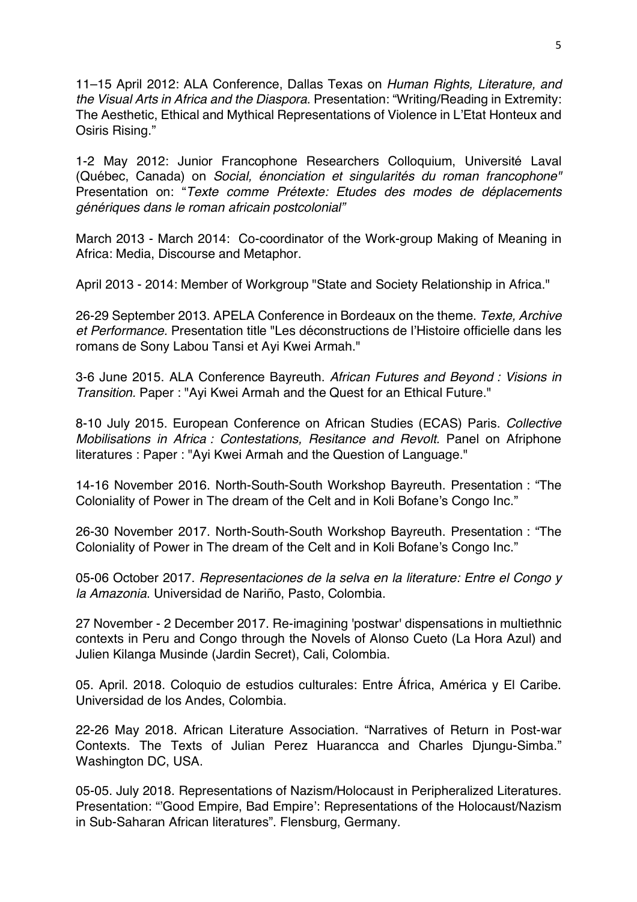11–15 April 2012: ALA Conference, Dallas Texas on *Human Rights, Literature, and the Visual Arts in Africa and the Diaspora*. Presentation: “Writing/Reading in Extremity: The Aesthetic, Ethical and Mythical Representations of Violence in L’Etat Honteux and Osiris Rising.”

1-2 May 2012: Junior Francophone Researchers Colloquium, Université Laval (Québec, Canada) on *Social, énonciation et singularités du roman francophone"* Presentation on: “*Texte comme Prétexte: Etudes des modes de déplacements génériques dans le roman africain postcolonial”*

March 2013 - March 2014: Co-coordinator of the Work-group Making of Meaning in Africa: Media, Discourse and Metaphor.

April 2013 - 2014: Member of Workgroup "State and Society Relationship in Africa."

26-29 September 2013. APELA Conference in Bordeaux on the theme. *Texte, Archive et Performance*. Presentation title "Les déconstructions de l’Histoire officielle dans les romans de Sony Labou Tansi et Ayi Kwei Armah."

3-6 June 2015. ALA Conference Bayreuth. *African Futures and Beyond : Visions in Transition*. Paper : "Ayi Kwei Armah and the Quest for an Ethical Future."

8-10 July 2015. European Conference on African Studies (ECAS) Paris. *Collective Mobilisations in Africa : Contestations, Resitance and Revolt*. Panel on Afriphone literatures : Paper : "Ayi Kwei Armah and the Question of Language."

14-16 November 2016. North-South-South Workshop Bayreuth. Presentation : “The Coloniality of Power in The dream of the Celt and in Koli Bofane’s Congo Inc.”

26-30 November 2017. North-South-South Workshop Bayreuth. Presentation : “The Coloniality of Power in The dream of the Celt and in Koli Bofane’s Congo Inc.”

05-06 October 2017. *Representaciones de la selva en la literature: Entre el Congo y la Amazonia*. Universidad de Nariño, Pasto, Colombia.

27 November - 2 December 2017. Re-imagining 'postwar' dispensations in multiethnic contexts in Peru and Congo through the Novels of Alonso Cueto (La Hora Azul) and Julien Kilanga Musinde (Jardin Secret), Cali, Colombia.

05. April. 2018. Coloquio de estudios culturales: Entre África, América y El Caribe. Universidad de los Andes, Colombia.

22-26 May 2018. African Literature Association. “Narratives of Return in Post-war Contexts. The Texts of Julian Perez Huarancca and Charles Djungu-Simba.” Washington DC, USA.

05-05. July 2018. Representations of Nazism/Holocaust in Peripheralized Literatures. Presentation: “’Good Empire, Bad Empire’: Representations of the Holocaust/Nazism in Sub-Saharan African literatures”. Flensburg, Germany.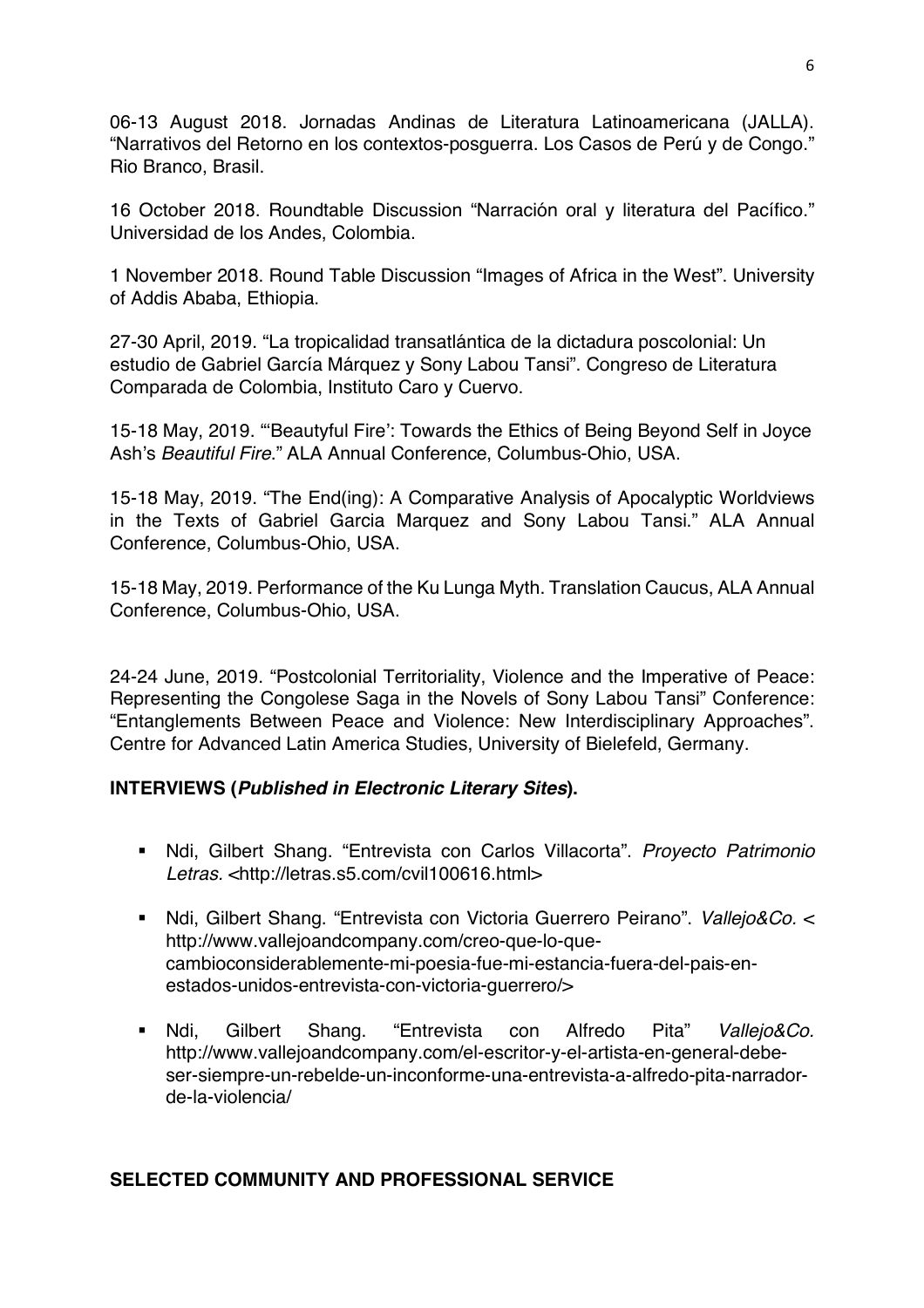06-13 August 2018. Jornadas Andinas de Literatura Latinoamericana (JALLA). "Narrativos del Retorno en los contextos-posguerra. Los Casos de Perú y de Congo." Rio Branco, Brasil.

16 October 2018. Roundtable Discussion "Narración oral y literatura del Pacífico." Universidad de los Andes, Colombia.

1 November 2018. Round Table Discussion "Images of Africa in the West". University of Addis Ababa, Ethiopia.

27-30 April, 2019. "La tropicalidad transatlántica de la dictadura poscolonial: Un estudio de Gabriel García Márquez y Sony Labou Tansi". Congreso de Literatura Comparada de Colombia, Instituto Caro y Cuervo.

15-18 May, 2019. "'Beautyful Fire': Towards the Ethics of Being Beyond Self in Joyce Ash's *Beautiful Fire*." ALA Annual Conference, Columbus-Ohio, USA.

15-18 May, 2019. "The End(ing): A Comparative Analysis of Apocalyptic Worldviews in the Texts of Gabriel Garcia Marquez and Sony Labou Tansi." ALA Annual Conference, Columbus-Ohio, USA.

15-18 May, 2019. Performance of the Ku Lunga Myth. Translation Caucus, ALA Annual Conference, Columbus-Ohio, USA.

24-24 June, 2019. "Postcolonial Territoriality, Violence and the Imperative of Peace: Representing the Congolese Saga in the Novels of Sony Labou Tansi" Conference: "Entanglements Between Peace and Violence: New Interdisciplinary Approaches". Centre for Advanced Latin America Studies, University of Bielefeld, Germany.

**INTERVIEWS (*Published in Electronic Literary Sites*).**

- Ndi, Gilbert Shang. "Entrevista con Carlos Villacorta". *Proyecto Patrimonio Letras.* <http://letras.s5.com/cvil100616.html>
- Ndi, Gilbert Shang. "Entrevista con Victoria Guerrero Peirano". *Vallejo&Co.* < http://www.vallejoandcompany.com/creo-que-lo-que-cambioconsiderablemente-mi-poesia-fue-mi-estancia-fuera-del-pais-en-estados-unidos-entrevista-con-victoria-guerrero/>
- Ndi, Gilbert Shang. "Entrevista con Alfredo Pita" *Vallejo&Co.* http://www.vallejoandcompany.com/el-escritor-y-el-artista-en-general-debe-ser-siempre-un-rebelde-un-inconforme-una-entrevista-a-alfredo-pita-narrador-de-la-violencia/

**SELECTED COMMUNITY AND PROFESSIONAL SERVICE**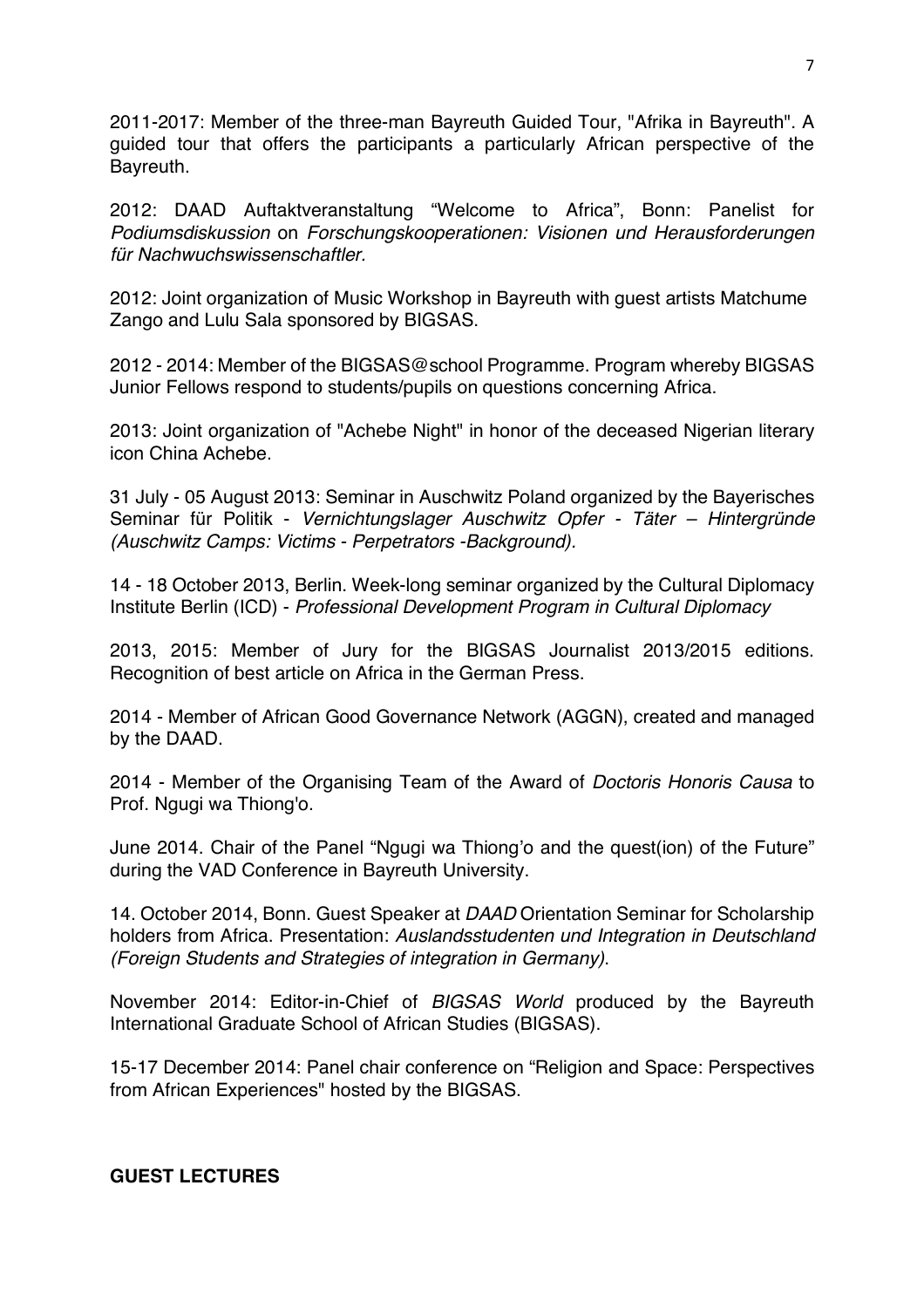2011-2017: Member of the three-man Bayreuth Guided Tour, "Afrika in Bayreuth". A guided tour that offers the participants a particularly African perspective of the Bayreuth.

2012: DAAD Auftaktveranstaltung "Welcome to Africa", Bonn: Panelist for *Podiumsdiskussion* on *Forschungskooperationen: Visionen und Herausforderungen für Nachwuchswissenschaftler.*

2012: Joint organization of Music Workshop in Bayreuth with guest artists Matchume Zango and Lulu Sala sponsored by BIGSAS.

2012 - 2014: Member of the BIGSAS@school Programme. Program whereby BIGSAS Junior Fellows respond to students/pupils on questions concerning Africa.

2013: Joint organization of "Achebe Night" in honor of the deceased Nigerian literary icon China Achebe.

31 July - 05 August 2013: Seminar in Auschwitz Poland organized by the Bayerisches Seminar für Politik - *Vernichtungslager Auschwitz Opfer - Täter – Hintergründe (Auschwitz Camps: Victims - Perpetrators -Background).*

14 - 18 October 2013, Berlin. Week-long seminar organized by the Cultural Diplomacy Institute Berlin (ICD) - *Professional Development Program in Cultural Diplomacy*

2013, 2015: Member of Jury for the BIGSAS Journalist 2013/2015 editions. Recognition of best article on Africa in the German Press.

2014 - Member of African Good Governance Network (AGGN), created and managed by the DAAD.

2014 - Member of the Organising Team of the Award of *Doctoris Honoris Causa* to Prof. Ngugi wa Thiong'o.

June 2014. Chair of the Panel "Ngugi wa Thiong'o and the quest(ion) of the Future" during the VAD Conference in Bayreuth University.

14. October 2014, Bonn. Guest Speaker at *DAAD* Orientation Seminar for Scholarship holders from Africa. Presentation: *Auslandsstudenten und Integration in Deutschland (Foreign Students and Strategies of integration in Germany)*.

November 2014: Editor-in-Chief of *BIGSAS World* produced by the Bayreuth International Graduate School of African Studies (BIGSAS).

15-17 December 2014: Panel chair conference on "Religion and Space: Perspectives from African Experiences" hosted by the BIGSAS.

**GUEST LECTURES**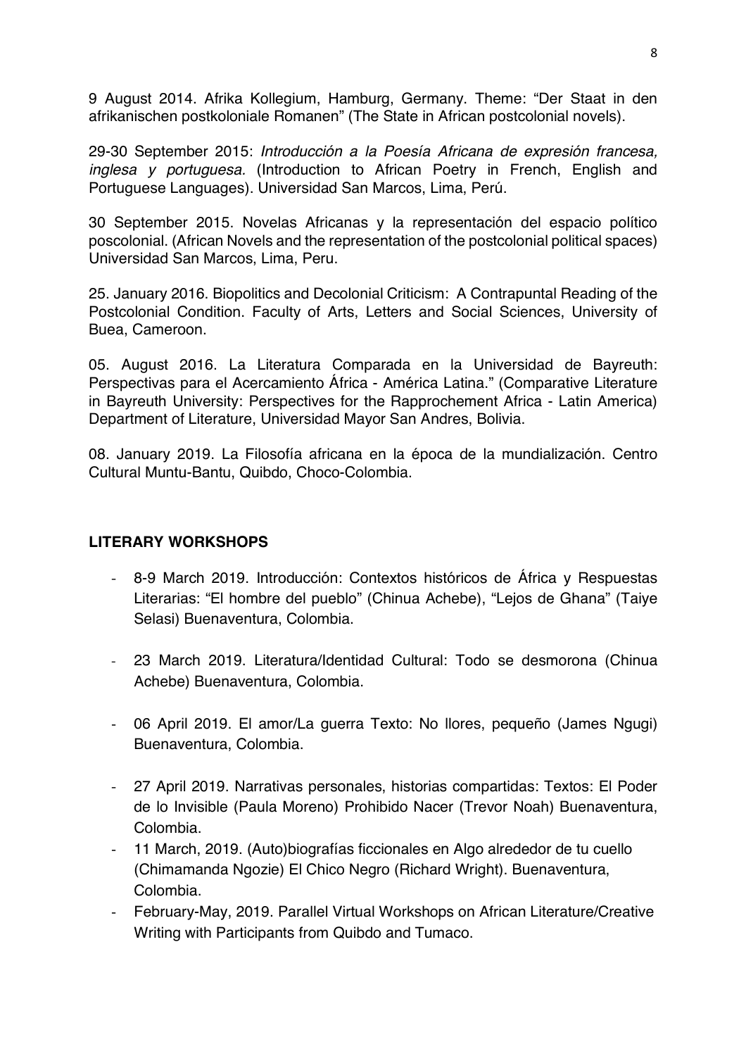9 August 2014. Afrika Kollegium, Hamburg, Germany. Theme: "Der Staat in den afrikanischen postkoloniale Romanen" (The State in African postcolonial novels).

29-30 September 2015: *Introducción a la Poesía Africana de expresión francesa, inglesa y portuguesa.* (Introduction to African Poetry in French, English and Portuguese Languages). Universidad San Marcos, Lima, Perú.

30 September 2015. Novelas Africanas y la representación del espacio político poscolonial. (African Novels and the representation of the postcolonial political spaces) Universidad San Marcos, Lima, Peru.

25. January 2016. Biopolitics and Decolonial Criticism: A Contrapuntal Reading of the Postcolonial Condition. Faculty of Arts, Letters and Social Sciences, University of Buea, Cameroon.

05. August 2016. La Literatura Comparada en la Universidad de Bayreuth: Perspectivas para el Acercamiento África - América Latina." (Comparative Literature in Bayreuth University: Perspectives for the Rapprochement Africa - Latin America) Department of Literature, Universidad Mayor San Andres, Bolivia.

08. January 2019. La Filosofía africana en la época de la mundialización. Centro Cultural Muntu-Bantu, Quibdo, Choco-Colombia.

## LITERARY WORKSHOPS

- 8-9 March 2019. Introducción: Contextos históricos de África y Respuestas Literarias: "El hombre del pueblo" (Chinua Achebe), "Lejos de Ghana" (Taiye Selasi) Buenaventura, Colombia.
- 23 March 2019. Literatura/Identidad Cultural: Todo se desmorona (Chinua Achebe) Buenaventura, Colombia.
- 06 April 2019. El amor/La guerra Texto: No llores, pequeño (James Ngugi) Buenaventura, Colombia.
- 27 April 2019. Narrativas personales, historias compartidas: Textos: El Poder de lo Invisible (Paula Moreno) Prohibido Nacer (Trevor Noah) Buenaventura, Colombia.
- 11 March, 2019. (Auto)biografías ficcionales en Algo alrededor de tu cuello (Chimamanda Ngozie) El Chico Negro (Richard Wright). Buenaventura, Colombia.
- February-May, 2019. Parallel Virtual Workshops on African Literature/Creative Writing with Participants from Quibdo and Tumaco.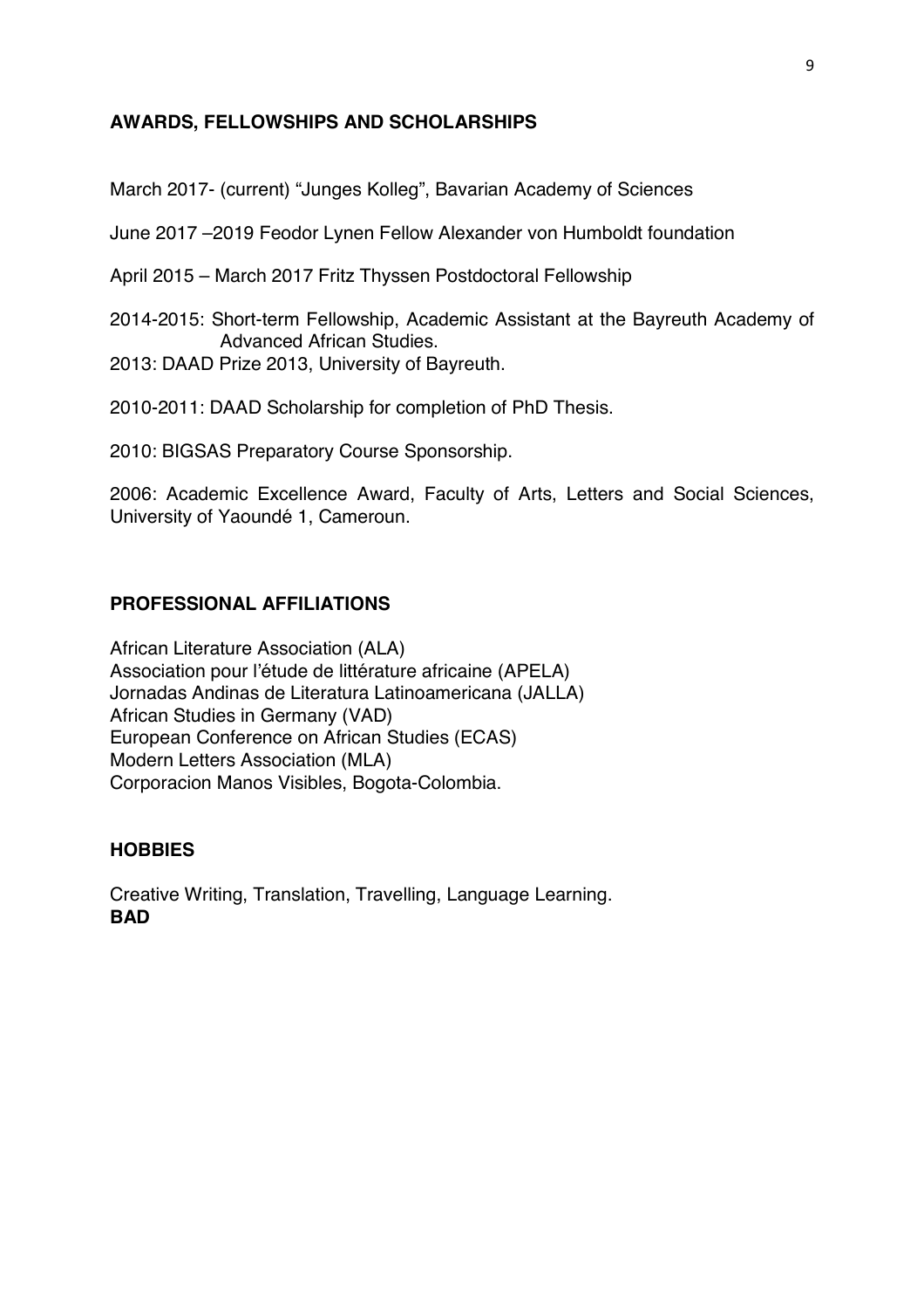## AWARDS, FELLOWSHIPS AND SCHOLARSHIPS

March 2017- (current) “Junges Kolleg”, Bavarian Academy of Sciences

June 2017 –2019 Feodor Lynen Fellow Alexander von Humboldt foundation

April 2015 – March 2017 Fritz Thyssen Postdoctoral Fellowship

2014-2015: Short-term Fellowship, Academic Assistant at the Bayreuth Academy of Advanced African Studies.

2013: DAAD Prize 2013, University of Bayreuth.

2010-2011: DAAD Scholarship for completion of PhD Thesis.

2010: BIGSAS Preparatory Course Sponsorship.

2006: Academic Excellence Award, Faculty of Arts, Letters and Social Sciences, University of Yaoundé 1, Cameroun.

## PROFESSIONAL AFFILIATIONS

African Literature Association (ALA)
Association pour l'étude de littérature africaine (APELA)
Jornadas Andinas de Literatura Latinoamericana (JALLA)
African Studies in Germany (VAD)
European Conference on African Studies (ECAS)
Modern Letters Association (MLA)
Corporacion Manos Visibles, Bogota-Colombia.

## HOBBIES

Creative Writing, Translation, Travelling, Language Learning.
**BAD**